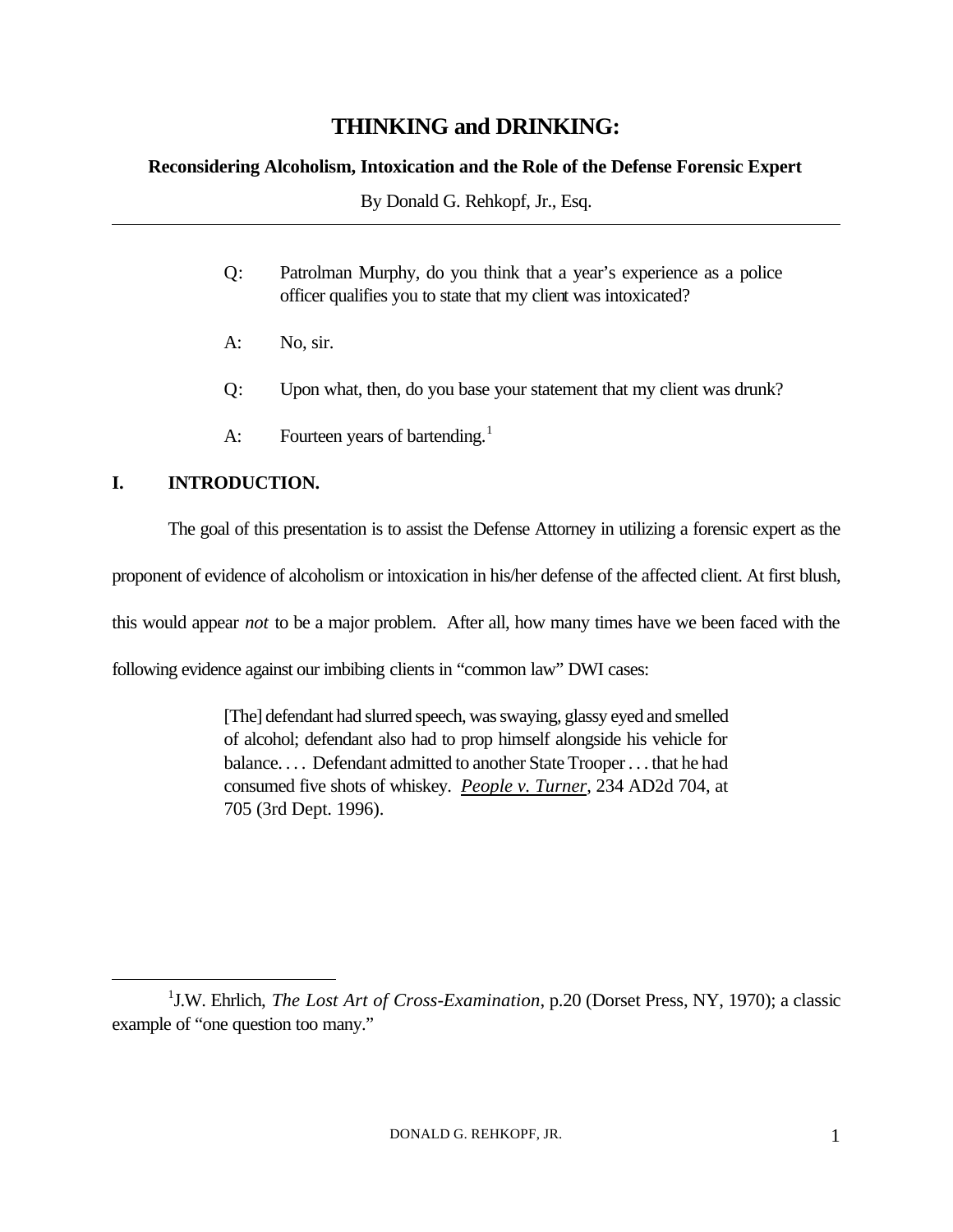# THINKING and DRINKING:

**Reconsidering Alcoholism, Intoxication and the Role of the Defense Forensic Expert**

By Donald G. Rehkopf, Jr., Esq.

---

> Q: Patrolman Murphy, do you think that a year's experience as a police officer qualifies you to state that my client was intoxicated?
>
> A: No, sir.
>
> Q: Upon what, then, do you base your statement that my client was drunk?
>
> A: Fourteen years of bartending.[1]

## I. INTRODUCTION.

The goal of this presentation is to assist the Defense Attorney in utilizing a forensic expert as the proponent of evidence of alcoholism or intoxication in his/her defense of the affected client. At first blush, this would appear *not* to be a major problem. After all, how many times have we been faced with the following evidence against our imbibing clients in "common law" DWI cases:

> [The] defendant had slurred speech, was swaying, glassy eyed and smelled of alcohol; defendant also had to prop himself alongside his vehicle for balance. . . . Defendant admitted to another State Trooper . . . that he had consumed five shots of whiskey. ***People v. Turner***, 234 AD2d 704, at 705 (3rd Dept. 1996).

---

[1] J.W. Ehrlich, *The Lost Art of Cross-Examination*, p.20 (Dorset Press, NY, 1970); a classic example of "one question too many."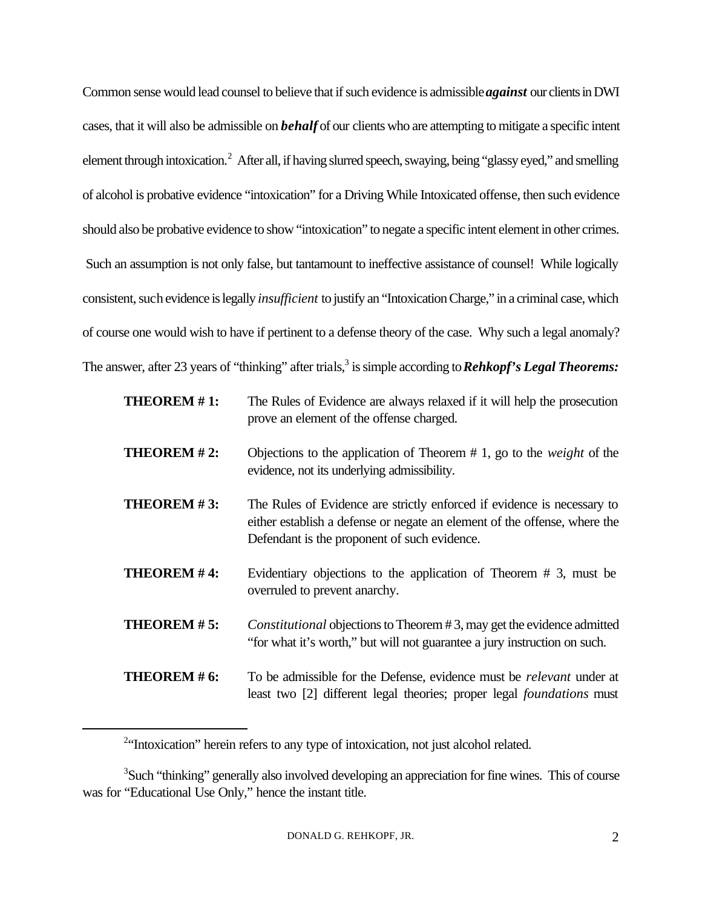Common sense would lead counsel to believe that if such evidence is admissible ***against*** our clients in DWI cases, that it will also be admissible on ***behalf*** of our clients who are attempting to mitigate a specific intent element through intoxication.[2] After all, if having slurred speech, swaying, being "glassy eyed," and smelling of alcohol is probative evidence "intoxication" for a Driving While Intoxicated offense, then such evidence should also be probative evidence to show "intoxication" to negate a specific intent element in other crimes. Such an assumption is not only false, but tantamount to ineffective assistance of counsel! While logically consistent, such evidence is legally *insufficient* to justify an "Intoxication Charge," in a criminal case, which of course one would wish to have if pertinent to a defense theory of the case. Why such a legal anomaly? The answer, after 23 years of "thinking" after trials,[3] is simple according to ***Rehkopf's Legal Theorems:***

**THEOREM # 1:** The Rules of Evidence are always relaxed if it will help the prosecution prove an element of the offense charged.

**THEOREM # 2:** Objections to the application of Theorem # 1, go to the *weight* of the evidence, not its underlying admissibility.

**THEOREM # 3:** The Rules of Evidence are strictly enforced if evidence is necessary to either establish a defense or negate an element of the offense, where the Defendant is the proponent of such evidence.

**THEOREM # 4:** Evidentiary objections to the application of Theorem # 3, must be overruled to prevent anarchy.

**THEOREM # 5:** *Constitutional* objections to Theorem # 3, may get the evidence admitted "for what it's worth," but will not guarantee a jury instruction on such.

**THEOREM # 6:** To be admissible for the Defense, evidence must be *relevant* under at least two [2] different legal theories; proper legal *foundations* must

---

[2] "Intoxication" herein refers to any type of intoxication, not just alcohol related.

[3] Such "thinking" generally also involved developing an appreciation for fine wines. This of course was for "Educational Use Only," hence the instant title.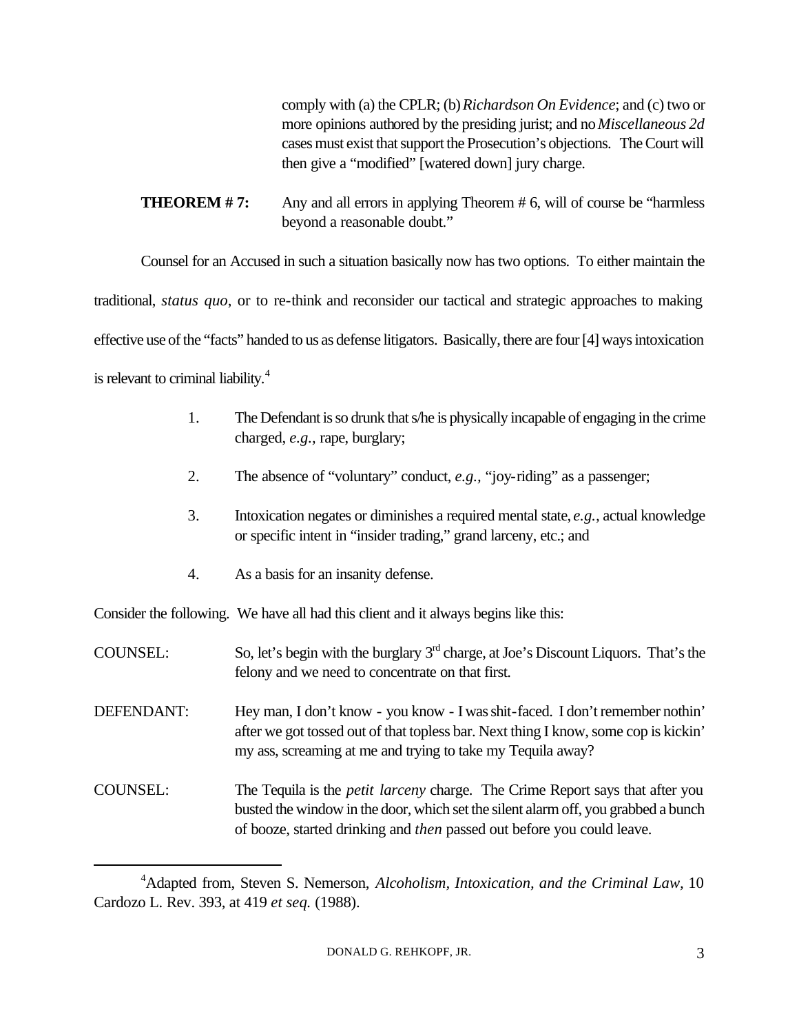comply with (a) the CPLR; (b) *Richardson On Evidence*; and (c) two or more opinions authored by the presiding jurist; and no *Miscellaneous 2d* cases must exist that support the Prosecution's objections. The Court will then give a "modified" [watered down] jury charge.

**THEOREM # 7:** Any and all errors in applying Theorem # 6, will of course be "harmless beyond a reasonable doubt."

Counsel for an Accused in such a situation basically now has two options. To either maintain the traditional, *status quo*, or to re-think and reconsider our tactical and strategic approaches to making effective use of the "facts" handed to us as defense litigators. Basically, there are four [4] ways intoxication is relevant to criminal liability.[4]

1. The Defendant is so drunk that s/he is physically incapable of engaging in the crime charged, *e.g.*, rape, burglary;

2. The absence of "voluntary" conduct, *e.g.*, "joy-riding" as a passenger;

3. Intoxication negates or diminishes a required mental state, *e.g.*, actual knowledge or specific intent in "insider trading," grand larceny, etc.; and

4. As a basis for an insanity defense.

Consider the following. We have all had this client and it always begins like this:

COUNSEL: So, let's begin with the burglary 3rd charge, at Joe's Discount Liquors. That's the felony and we need to concentrate on that first.

DEFENDANT: Hey man, I don't know - you know - I was shit-faced. I don't remember nothin' after we got tossed out of that topless bar. Next thing I know, some cop is kickin' my ass, screaming at me and trying to take my Tequila away?

COUNSEL: The Tequila is the *petit larceny* charge. The Crime Report says that after you busted the window in the door, which set the silent alarm off, you grabbed a bunch of booze, started drinking and *then* passed out before you could leave.

---

[4] Adapted from, Steven S. Nemerson, *Alcoholism, Intoxication, and the Criminal Law,* 10 Cardozo L. Rev. 393, at 419 *et seq.* (1988).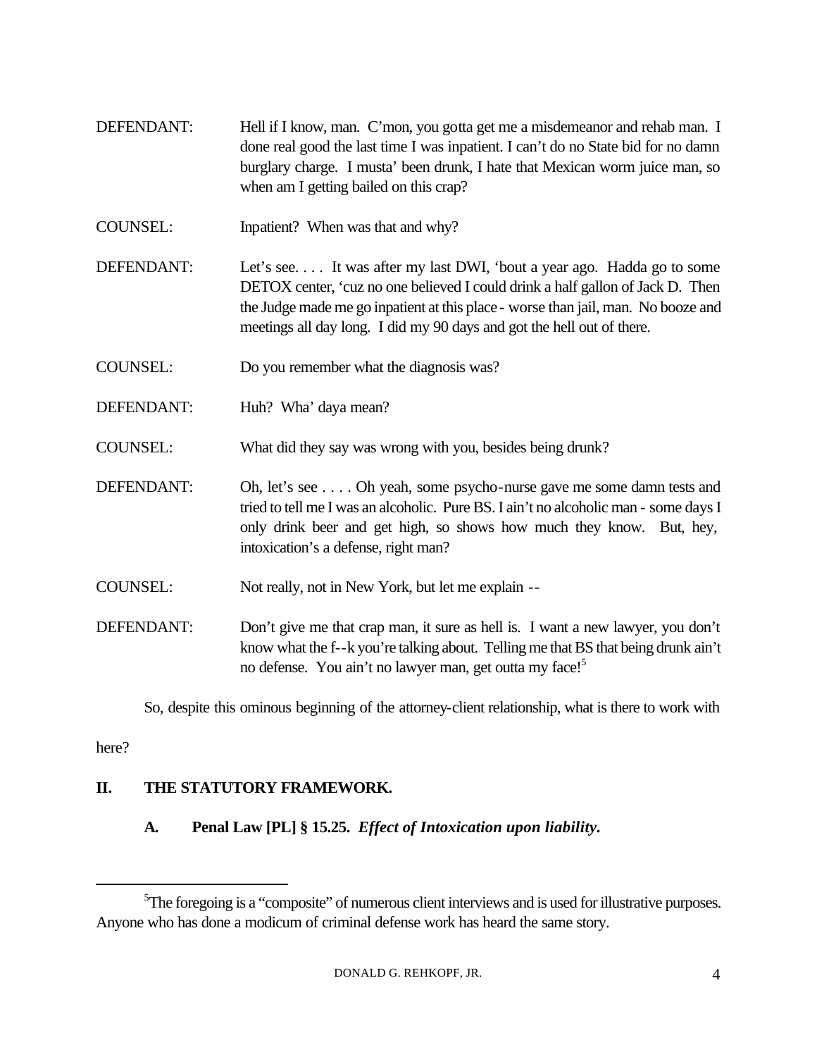DEFENDANT: Hell if I know, man. C'mon, you gotta get me a misdemeanor and rehab man. I done real good the last time I was inpatient. I can't do no State bid for no damn burglary charge. I musta' been drunk, I hate that Mexican worm juice man, so when am I getting bailed on this crap?

COUNSEL: Inpatient? When was that and why?

DEFENDANT: Let's see. . . . It was after my last DWI, 'bout a year ago. Hadda go to some DETOX center, 'cuz no one believed I could drink a half gallon of Jack D. Then the Judge made me go inpatient at this place - worse than jail, man. No booze and meetings all day long. I did my 90 days and got the hell out of there.

COUNSEL: Do you remember what the diagnosis was?

DEFENDANT: Huh? Wha' daya mean?

COUNSEL: What did they say was wrong with you, besides being drunk?

DEFENDANT: Oh, let's see . . . . Oh yeah, some psycho-nurse gave me some damn tests and tried to tell me I was an alcoholic. Pure BS. I ain't no alcoholic man - some days I only drink beer and get high, so shows how much they know. But, hey, intoxication's a defense, right man?

COUNSEL: Not really, not in New York, but let me explain --

DEFENDANT: Don't give me that crap man, it sure as hell is. I want a new lawyer, you don't know what the f--k you're talking about. Telling me that BS that being drunk ain't no defense. You ain't no lawyer man, get outta my face![5]

So, despite this ominous beginning of the attorney-client relationship, what is there to work with here?

## II. THE STATUTORY FRAMEWORK.

### A. Penal Law [PL] § 15.25. *Effect of Intoxication upon liability.*

---

[5] The foregoing is a "composite" of numerous client interviews and is used for illustrative purposes. Anyone who has done a modicum of criminal defense work has heard the same story.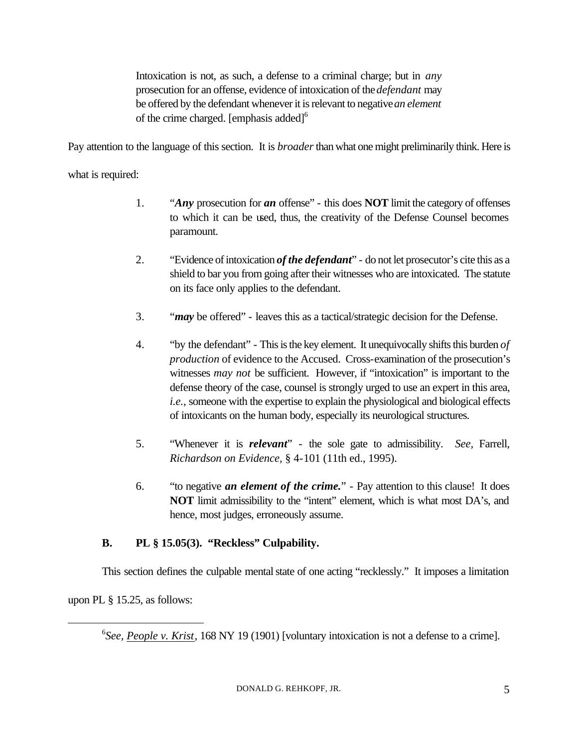> Intoxication is not, as such, a defense to a criminal charge; but in *any* prosecution for an offense, evidence of intoxication of the *defendant* may be offered by the defendant whenever it is relevant to negative *an element* of the crime charged. [emphasis added][6]

Pay attention to the language of this section. It is *broader* than what one might preliminarily think. Here is what is required:

1. "***Any*** prosecution for ***an*** offense" - this does **NOT** limit the category of offenses to which it can be used, thus, the creativity of the Defense Counsel becomes paramount.

2. "Evidence of intoxication ***of the defendant***" - do not let prosecutor's cite this as a shield to bar you from going after their witnesses who are intoxicated. The statute on its face only applies to the defendant.

3. "***may*** be offered" - leaves this as a tactical/strategic decision for the Defense.

4. "by the defendant" - This is the key element. It unequivocally shifts this burden *of production* of evidence to the Accused. Cross-examination of the prosecution's witnesses *may not* be sufficient. However, if "intoxication" is important to the defense theory of the case, counsel is strongly urged to use an expert in this area, *i.e.*, someone with the expertise to explain the physiological and biological effects of intoxicants on the human body, especially its neurological structures.

5. "Whenever it is ***relevant***" - the sole gate to admissibility. *See*, Farrell, *Richardson on Evidence*, § 4-101 (11th ed., 1995).

6. "to negative ***an element of the crime.***" - Pay attention to this clause! It does **NOT** limit admissibility to the "intent" element, which is what most DA's, and hence, most judges, erroneously assume.

### B. PL § 15.05(3). "Reckless" Culpability.

This section defines the culpable mental state of one acting "recklessly." It imposes a limitation upon PL § 15.25, as follows:

---

[6] *See*, People v. Krist, 168 NY 19 (1901) [voluntary intoxication is not a defense to a crime].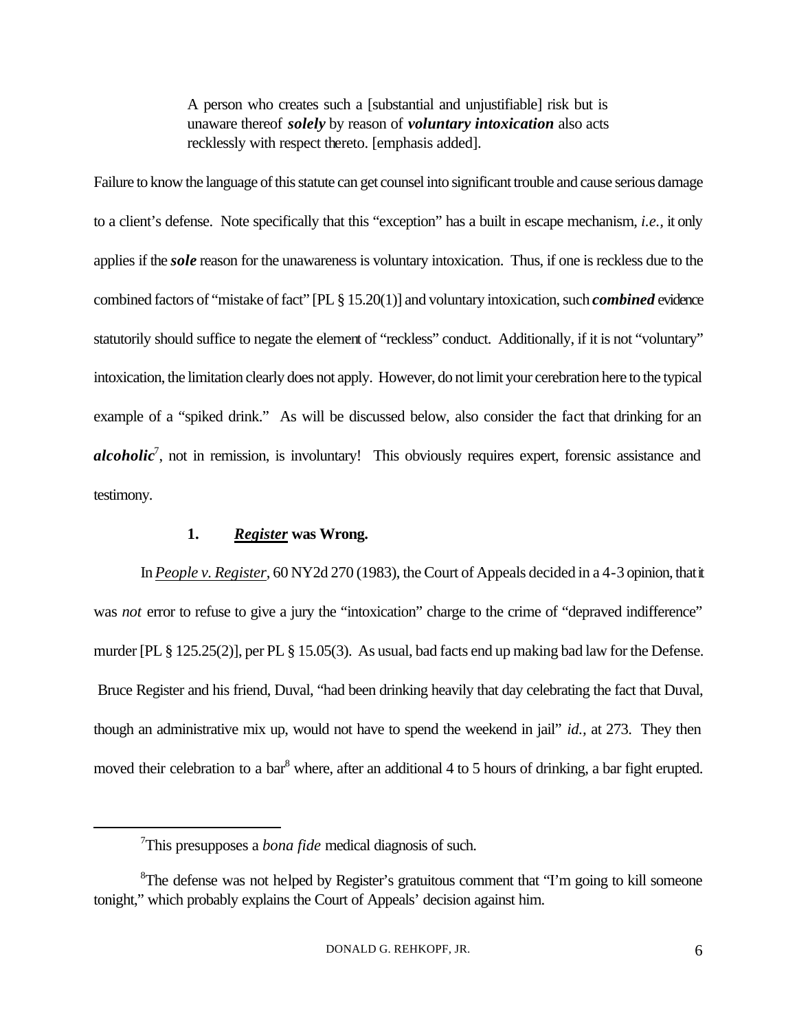> A person who creates such a [substantial and unjustifiable] risk but is unaware thereof ***solely*** by reason of ***voluntary intoxication*** also acts recklessly with respect thereto. [emphasis added].

Failure to know the language of this statute can get counsel into significant trouble and cause serious damage to a client's defense. Note specifically that this "exception" has a built in escape mechanism, *i.e.*, it only applies if the ***sole*** reason for the unawareness is voluntary intoxication. Thus, if one is reckless due to the combined factors of "mistake of fact" [PL § 15.20(1)] and voluntary intoxication, such ***combined*** evidence statutorily should suffice to negate the element of "reckless" conduct. Additionally, if it is not "voluntary" intoxication, the limitation clearly does not apply. However, do not limit your cerebration here to the typical example of a "spiked drink." As will be discussed below, also consider the fact that drinking for an ***alcoholic***[7], not in remission, is involuntary! This obviously requires expert, forensic assistance and testimony.

### 1. ***Register*** was Wrong.

In *People v. Register*, 60 NY2d 270 (1983), the Court of Appeals decided in a 4-3 opinion, that it was *not* error to refuse to give a jury the "intoxication" charge to the crime of "depraved indifference" murder [PL § 125.25(2)], per PL § 15.05(3). As usual, bad facts end up making bad law for the Defense. Bruce Register and his friend, Duval, "had been drinking heavily that day celebrating the fact that Duval, though an administrative mix up, would not have to spend the weekend in jail" *id.*, at 273. They then moved their celebration to a bar[8] where, after an additional 4 to 5 hours of drinking, a bar fight erupted.

---

[7] This presupposes a *bona fide* medical diagnosis of such.

[8] The defense was not helped by Register's gratuitous comment that "I'm going to kill someone tonight," which probably explains the Court of Appeals' decision against him.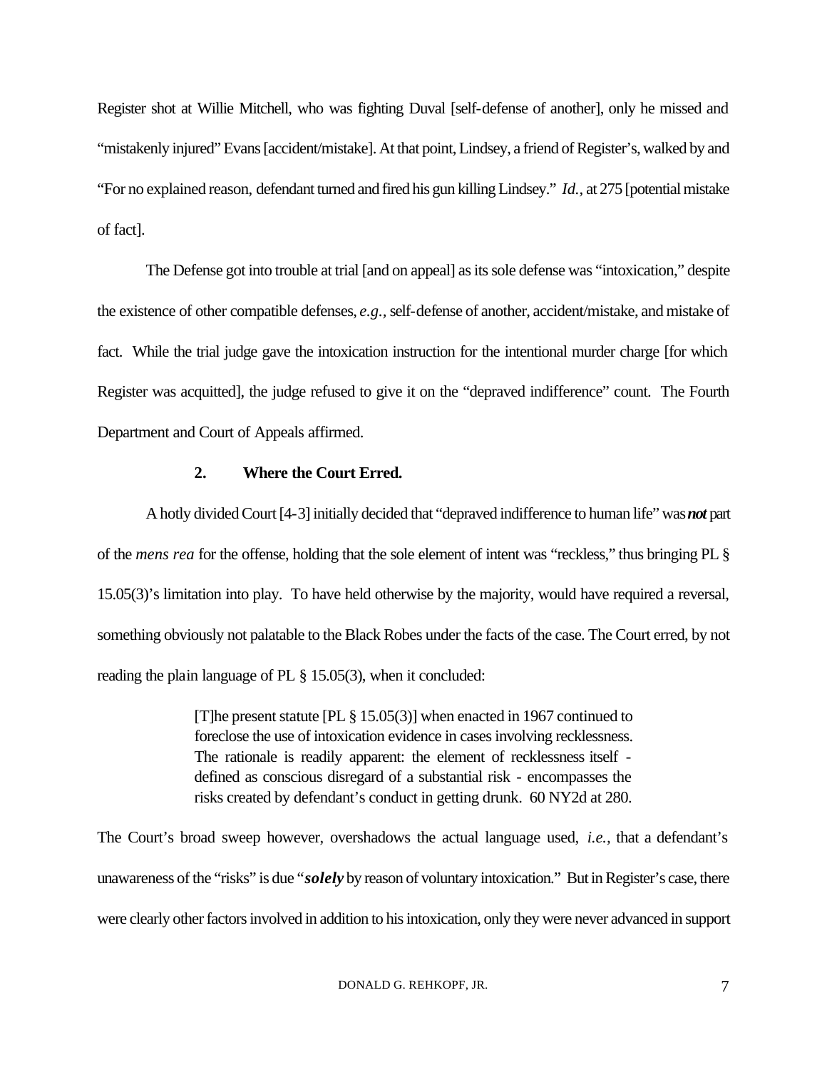Register shot at Willie Mitchell, who was fighting Duval [self-defense of another], only he missed and "mistakenly injured" Evans [accident/mistake]. At that point, Lindsey, a friend of Register's, walked by and "For no explained reason, defendant turned and fired his gun killing Lindsey." *Id.,* at 275 [potential mistake of fact].

The Defense got into trouble at trial [and on appeal] as its sole defense was "intoxication," despite the existence of other compatible defenses, *e.g.,* self-defense of another, accident/mistake, and mistake of fact. While the trial judge gave the intoxication instruction for the intentional murder charge [for which Register was acquitted], the judge refused to give it on the "depraved indifference" count. The Fourth Department and Court of Appeals affirmed.

### 2. Where the Court Erred.

A hotly divided Court [4-3] initially decided that "depraved indifference to human life" was ***not*** part of the *mens rea* for the offense, holding that the sole element of intent was "reckless," thus bringing PL § 15.05(3)'s limitation into play. To have held otherwise by the majority, would have required a reversal, something obviously not palatable to the Black Robes under the facts of the case. The Court erred, by not reading the plain language of PL § 15.05(3), when it concluded:

> [T]he present statute [PL § 15.05(3)] when enacted in 1967 continued to foreclose the use of intoxication evidence in cases involving recklessness. The rationale is readily apparent: the element of recklessness itself - defined as conscious disregard of a substantial risk - encompasses the risks created by defendant's conduct in getting drunk. 60 NY2d at 280.

The Court's broad sweep however, overshadows the actual language used, *i.e.,* that a defendant's unawareness of the "risks" is due "***solely*** by reason of voluntary intoxication." But in Register's case, there were clearly other factors involved in addition to his intoxication, only they were never advanced in support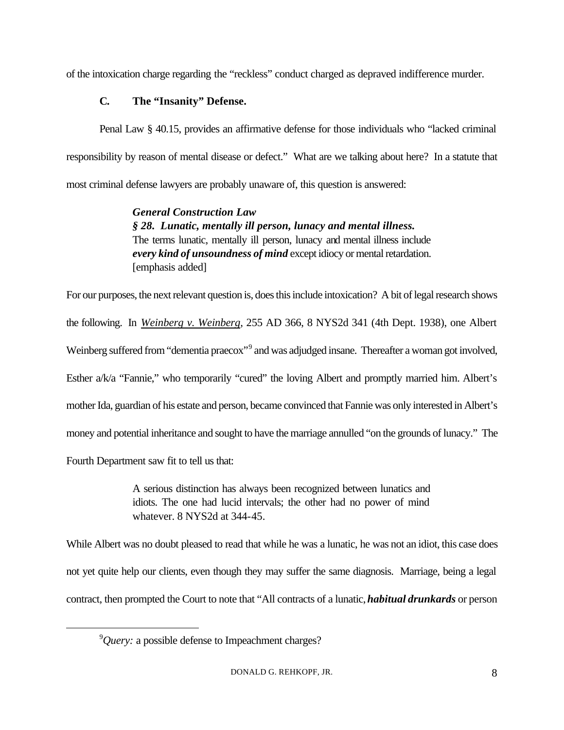of the intoxication charge regarding the "reckless" conduct charged as depraved indifference murder.

### C. The "Insanity" Defense.

Penal Law § 40.15, provides an affirmative defense for those individuals who "lacked criminal responsibility by reason of mental disease or defect." What are we talking about here? In a statute that most criminal defense lawyers are probably unaware of, this question is answered:

> ***General Construction Law***
> ***§ 28. Lunatic, mentally ill person, lunacy and mental illness.***
> The terms lunatic, mentally ill person, lunacy and mental illness include ***every kind of unsoundness of mind*** except idiocy or mental retardation. [emphasis added]

For our purposes, the next relevant question is, does this include intoxication? A bit of legal research shows the following. In ***Weinberg v. Weinberg***, 255 AD 366, 8 NYS2d 341 (4th Dept. 1938), one Albert Weinberg suffered from "dementia praecox"[9] and was adjudged insane. Thereafter a woman got involved, Esther a/k/a "Fannie," who temporarily "cured" the loving Albert and promptly married him. Albert's mother Ida, guardian of his estate and person, became convinced that Fannie was only interested in Albert's money and potential inheritance and sought to have the marriage annulled "on the grounds of lunacy." The Fourth Department saw fit to tell us that:

> A serious distinction has always been recognized between lunatics and idiots. The one had lucid intervals; the other had no power of mind whatever. 8 NYS2d at 344-45.

While Albert was no doubt pleased to read that while he was a lunatic, he was not an idiot, this case does not yet quite help our clients, even though they may suffer the same diagnosis. Marriage, being a legal contract, then prompted the Court to note that "All contracts of a lunatic, ***habitual drunkards*** or person

---

[9] *Query:* a possible defense to Impeachment charges?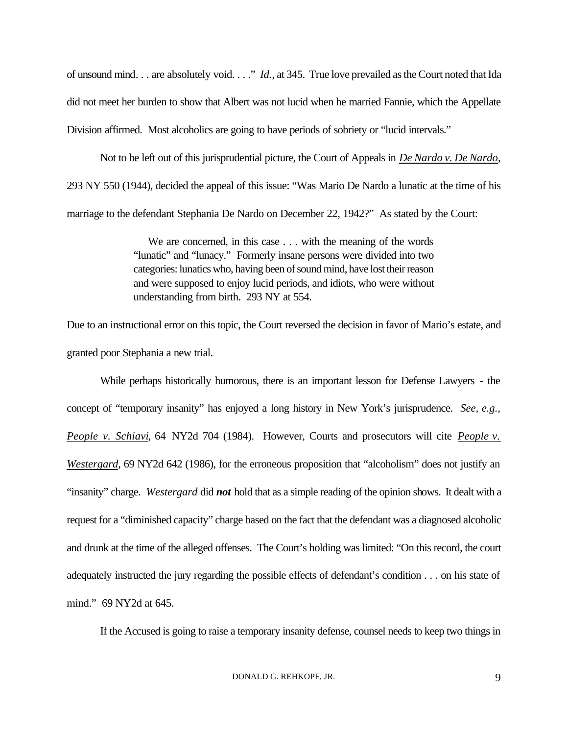of unsound mind. . . are absolutely void. . . ." *Id.*, at 345. True love prevailed as the Court noted that Ida did not meet her burden to show that Albert was not lucid when he married Fannie, which the Appellate Division affirmed. Most alcoholics are going to have periods of sobriety or "lucid intervals."

Not to be left out of this jurisprudential picture, the Court of Appeals in ***De Nardo v. De Nardo***, 293 NY 550 (1944), decided the appeal of this issue: "Was Mario De Nardo a lunatic at the time of his marriage to the defendant Stephania De Nardo on December 22, 1942?" As stated by the Court:

> We are concerned, in this case . . . with the meaning of the words "lunatic" and "lunacy." Formerly insane persons were divided into two categories: lunatics who, having been of sound mind, have lost their reason and were supposed to enjoy lucid periods, and idiots, who were without understanding from birth. 293 NY at 554.

Due to an instructional error on this topic, the Court reversed the decision in favor of Mario's estate, and granted poor Stephania a new trial.

While perhaps historically humorous, there is an important lesson for Defense Lawyers - the concept of "temporary insanity" has enjoyed a long history in New York's jurisprudence. *See, e.g.*, *People v. Schiavi*, 64 NY2d 704 (1984). However, Courts and prosecutors will cite *People v. Westergard*, 69 NY2d 642 (1986), for the erroneous proposition that "alcoholism" does not justify an "insanity" charge. *Westergard* did ***not*** hold that as a simple reading of the opinion shows. It dealt with a request for a "diminished capacity" charge based on the fact that the defendant was a diagnosed alcoholic and drunk at the time of the alleged offenses. The Court's holding was limited: "On this record, the court adequately instructed the jury regarding the possible effects of defendant's condition . . . on his state of mind." 69 NY2d at 645.

If the Accused is going to raise a temporary insanity defense, counsel needs to keep two things in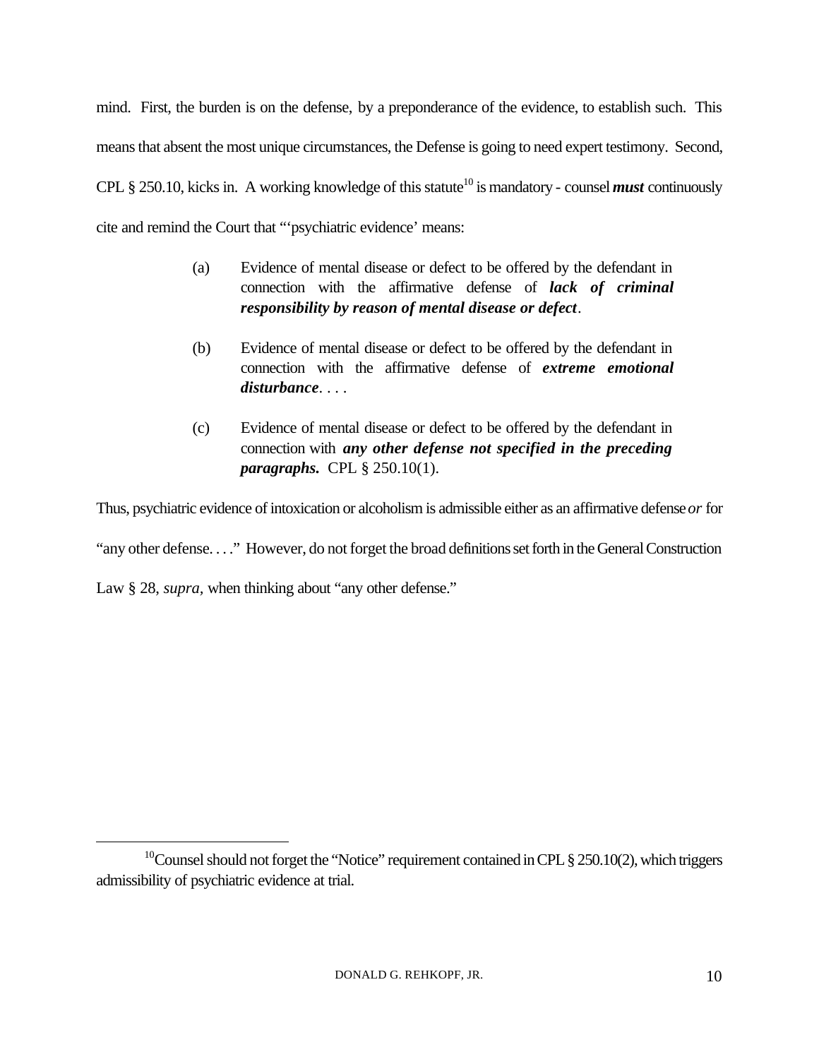mind. First, the burden is on the defense, by a preponderance of the evidence, to establish such. This means that absent the most unique circumstances, the Defense is going to need expert testimony. Second, CPL § 250.10, kicks in. A working knowledge of this statute[10] is mandatory - counsel ***must*** continuously cite and remind the Court that "'psychiatric evidence' means:

> (a) Evidence of mental disease or defect to be offered by the defendant in connection with the affirmative defense of ***lack of criminal responsibility by reason of mental disease or defect***.
>
> (b) Evidence of mental disease or defect to be offered by the defendant in connection with the affirmative defense of ***extreme emotional disturbance***. . . .
>
> (c) Evidence of mental disease or defect to be offered by the defendant in connection with ***any other defense not specified in the preceding paragraphs.*** CPL § 250.10(1).

Thus, psychiatric evidence of intoxication or alcoholism is admissible either as an affirmative defense *or* for "any other defense. . . ." However, do not forget the broad definitions set forth in the General Construction Law § 28, *supra,* when thinking about "any other defense."

---

[10] Counsel should not forget the "Notice" requirement contained in CPL § 250.10(2), which triggers admissibility of psychiatric evidence at trial.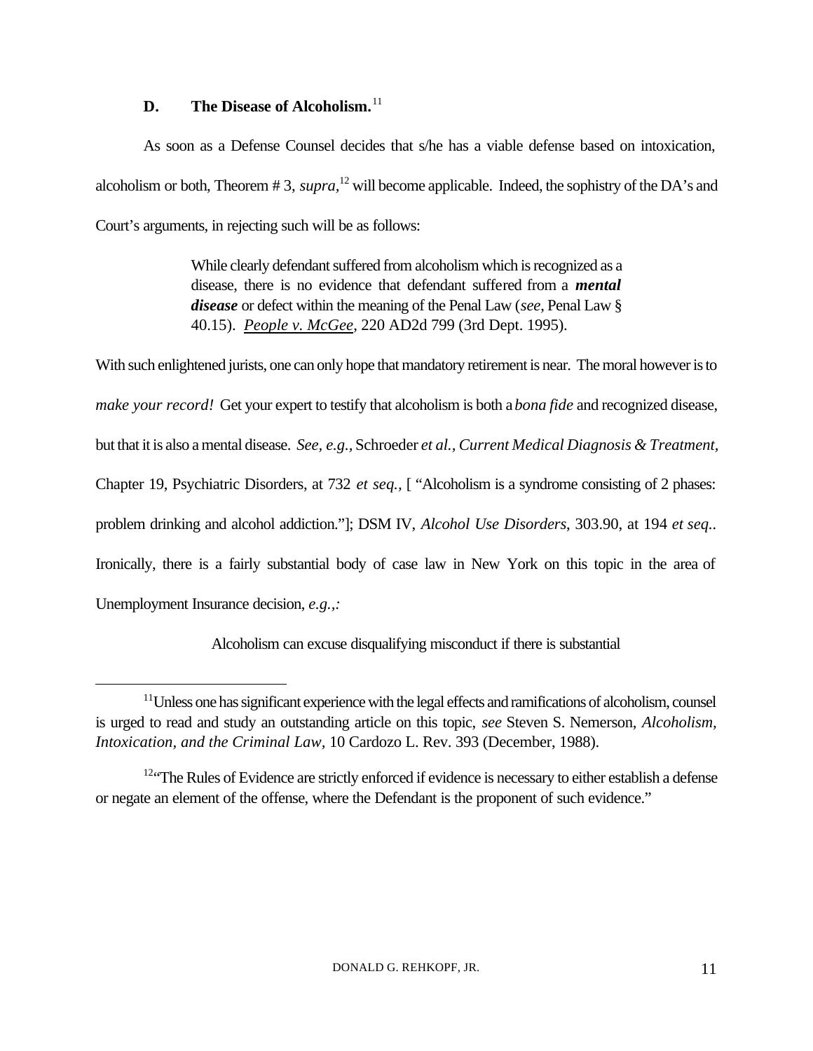### D. The Disease of Alcoholism.[11]

As soon as a Defense Counsel decides that s/he has a viable defense based on intoxication, alcoholism or both, Theorem # 3, *supra*,[12] will become applicable. Indeed, the sophistry of the DA's and Court's arguments, in rejecting such will be as follows:

> While clearly defendant suffered from alcoholism which is recognized as a disease, there is no evidence that defendant suffered from a ***mental disease*** or defect within the meaning of the Penal Law (*see*, Penal Law § 40.15). *People v. McGee*, 220 AD2d 799 (3rd Dept. 1995).

With such enlightened jurists, one can only hope that mandatory retirement is near. The moral however is to *make your record!* Get your expert to testify that alcoholism is both a *bona fide* and recognized disease, but that it is also a mental disease. *See, e.g.*, Schroeder *et al.*, *Current Medical Diagnosis & Treatment*, Chapter 19, Psychiatric Disorders, at 732 *et seq.*, [ "Alcoholism is a syndrome consisting of 2 phases: problem drinking and alcohol addiction."]; DSM IV, *Alcohol Use Disorders*, 303.90, at 194 *et seq.*. Ironically, there is a fairly substantial body of case law in New York on this topic in the area of Unemployment Insurance decision, *e.g.,:*

> Alcoholism can excuse disqualifying misconduct if there is substantial

---

[11] Unless one has significant experience with the legal effects and ramifications of alcoholism, counsel is urged to read and study an outstanding article on this topic, *see* Steven S. Nemerson, *Alcoholism, Intoxication, and the Criminal Law*, 10 Cardozo L. Rev. 393 (December, 1988).

[12] "The Rules of Evidence are strictly enforced if evidence is necessary to either establish a defense or negate an element of the offense, where the Defendant is the proponent of such evidence."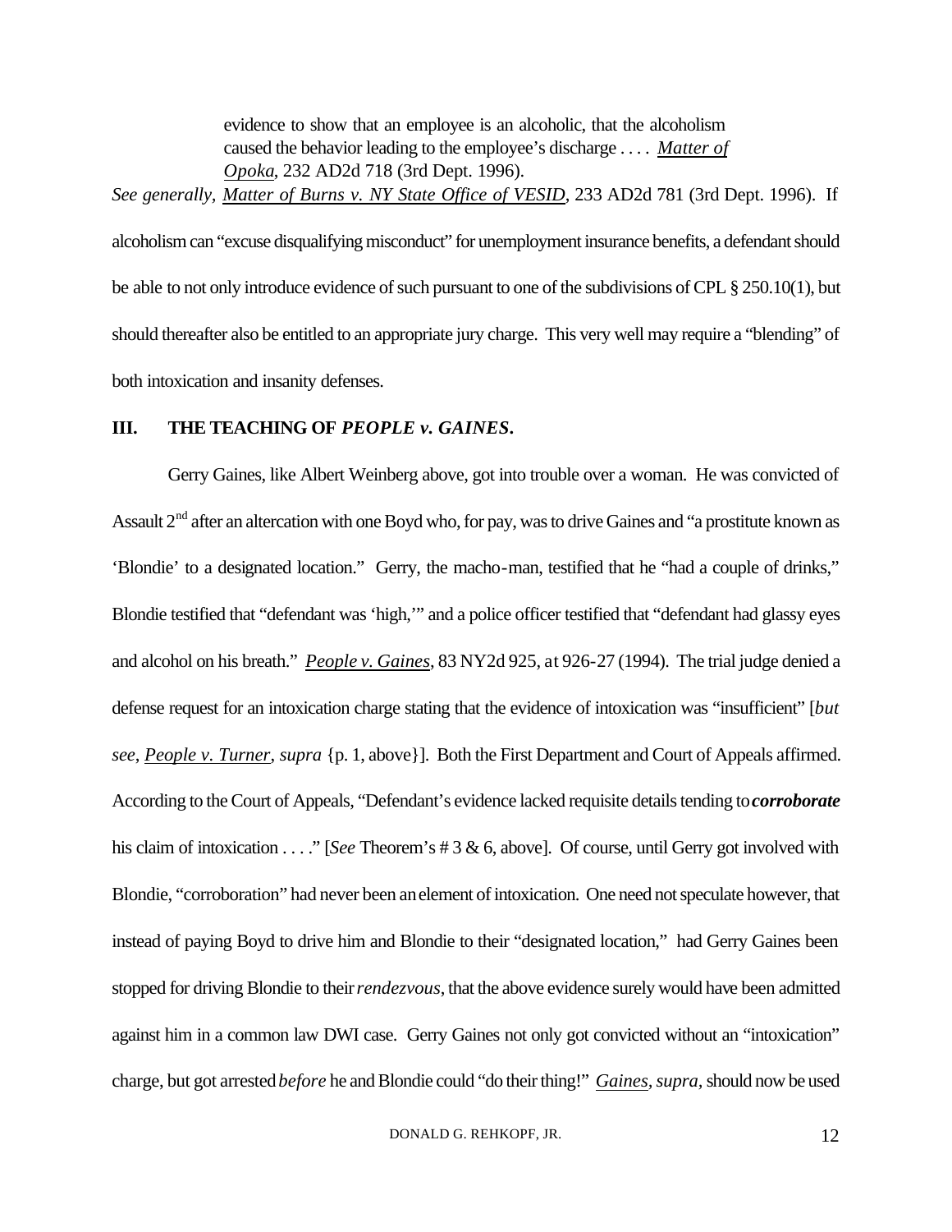> evidence to show that an employee is an alcoholic, that the alcoholism caused the behavior leading to the employee's discharge . . . . Matter of Opoka, 232 AD2d 718 (3rd Dept. 1996).

*See generally*, Matter of Burns v. NY State Office of VESID, 233 AD2d 781 (3rd Dept. 1996). If alcoholism can "excuse disqualifying misconduct" for unemployment insurance benefits, a defendant should be able to not only introduce evidence of such pursuant to one of the subdivisions of CPL § 250.10(1), but should thereafter also be entitled to an appropriate jury charge. This very well may require a "blending" of both intoxication and insanity defenses.

## III. THE TEACHING OF *PEOPLE v. GAINES*.

Gerry Gaines, like Albert Weinberg above, got into trouble over a woman. He was convicted of Assault 2nd after an altercation with one Boyd who, for pay, was to drive Gaines and "a prostitute known as 'Blondie' to a designated location." Gerry, the macho-man, testified that he "had a couple of drinks," Blondie testified that "defendant was 'high,'" and a police officer testified that "defendant had glassy eyes and alcohol on his breath." People v. Gaines, 83 NY2d 925, at 926-27 (1994). The trial judge denied a defense request for an intoxication charge stating that the evidence of intoxication was "insufficient" [*but see*, People v. Turner, *supra* {p. 1, above}]. Both the First Department and Court of Appeals affirmed. According to the Court of Appeals, "Defendant's evidence lacked requisite details tending to ***corroborate*** his claim of intoxication . . . ." [*See* Theorem's # 3 & 6, above]. Of course, until Gerry got involved with Blondie, "corroboration" had never been an element of intoxication. One need not speculate however, that instead of paying Boyd to drive him and Blondie to their "designated location," had Gerry Gaines been stopped for driving Blondie to their *rendezvous*, that the above evidence surely would have been admitted against him in a common law DWI case. Gerry Gaines not only got convicted without an "intoxication" charge, but got arrested *before* he and Blondie could "do their thing!" Gaines, *supra*, should now be used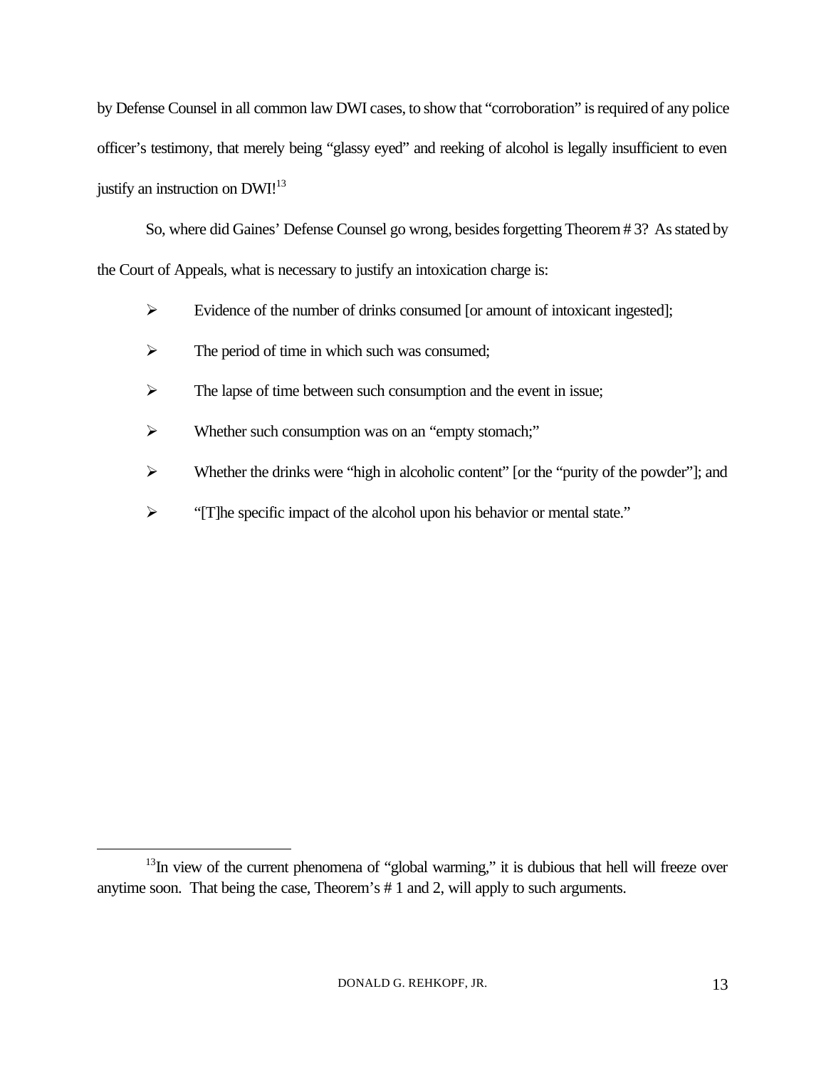by Defense Counsel in all common law DWI cases, to show that "corroboration" is required of any police officer's testimony, that merely being "glassy eyed" and reeking of alcohol is legally insufficient to even justify an instruction on DWI![13]

So, where did Gaines' Defense Counsel go wrong, besides forgetting Theorem # 3? As stated by the Court of Appeals, what is necessary to justify an intoxication charge is:

- Evidence of the number of drinks consumed [or amount of intoxicant ingested];
- The period of time in which such was consumed;
- The lapse of time between such consumption and the event in issue;
- Whether such consumption was on an "empty stomach;"
- Whether the drinks were "high in alcoholic content" [or the "purity of the powder"]; and
- "[T]he specific impact of the alcohol upon his behavior or mental state."

---

[13] In view of the current phenomena of "global warming," it is dubious that hell will freeze over anytime soon. That being the case, Theorem's # 1 and 2, will apply to such arguments.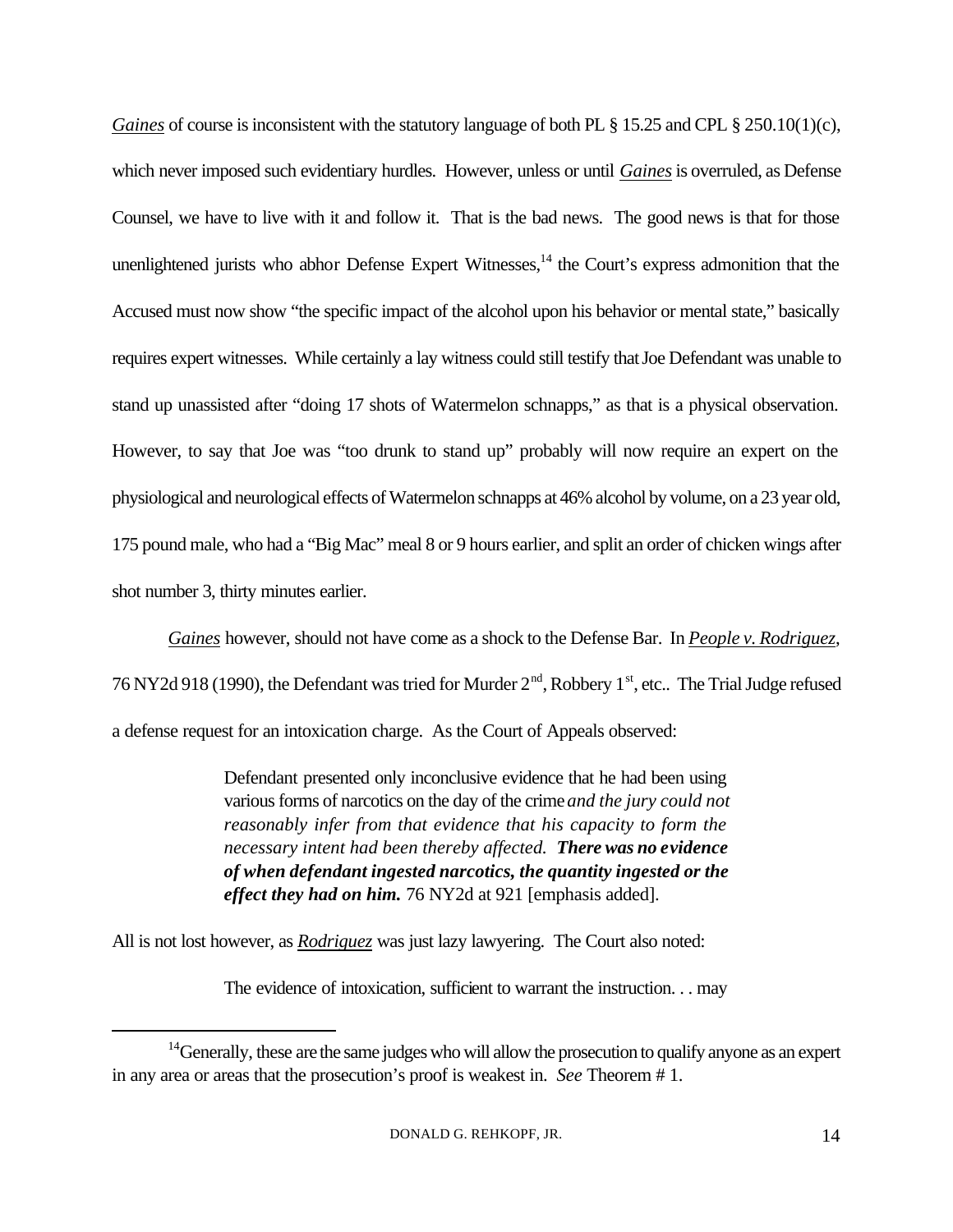*Gaines* of course is inconsistent with the statutory language of both PL § 15.25 and CPL § 250.10(1)(c), which never imposed such evidentiary hurdles. However, unless or until *Gaines* is overruled, as Defense Counsel, we have to live with it and follow it. That is the bad news. The good news is that for those unenlightened jurists who abhor Defense Expert Witnesses,[14] the Court's express admonition that the Accused must now show "the specific impact of the alcohol upon his behavior or mental state," basically requires expert witnesses. While certainly a lay witness could still testify that Joe Defendant was unable to stand up unassisted after "doing 17 shots of Watermelon schnapps," as that is a physical observation. However, to say that Joe was "too drunk to stand up" probably will now require an expert on the physiological and neurological effects of Watermelon schnapps at 46% alcohol by volume, on a 23 year old, 175 pound male, who had a "Big Mac" meal 8 or 9 hours earlier, and split an order of chicken wings after shot number 3, thirty minutes earlier.

*Gaines* however, should not have come as a shock to the Defense Bar. In *People v. Rodriguez*, 76 NY2d 918 (1990), the Defendant was tried for Murder 2nd, Robbery 1st, etc.. The Trial Judge refused a defense request for an intoxication charge. As the Court of Appeals observed:

> Defendant presented only inconclusive evidence that he had been using various forms of narcotics on the day of the crime *and the jury could not reasonably infer from that evidence that his capacity to form the necessary intent had been thereby affected.* ***There was no evidence of when defendant ingested narcotics, the quantity ingested or the effect they had on him.*** 76 NY2d at 921 [emphasis added].

All is not lost however, as *Rodriguez* was just lazy lawyering. The Court also noted:

> The evidence of intoxication, sufficient to warrant the instruction. . . may

[14] Generally, these are the same judges who will allow the prosecution to qualify anyone as an expert in any area or areas that the prosecution's proof is weakest in. *See* Theorem # 1.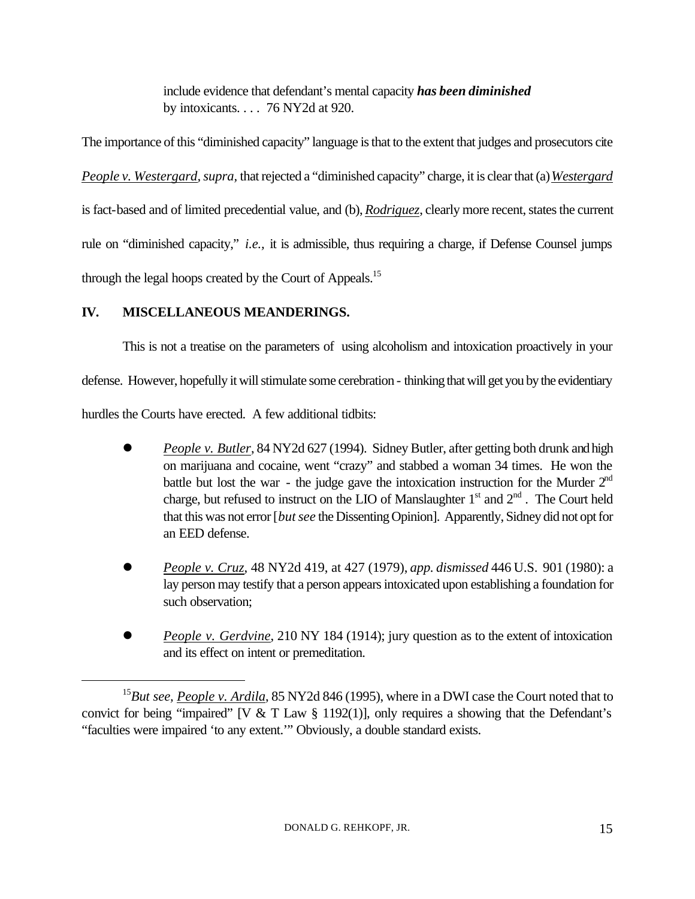> include evidence that defendant's mental capacity ***has been diminished*** by intoxicants. . . . 76 NY2d at 920.

The importance of this "diminished capacity" language is that to the extent that judges and prosecutors cite *People v. Westergard, supra,* that rejected a "diminished capacity" charge, it is clear that (a) *Westergard* is fact-based and of limited precedential value, and (b), *Rodriguez*, clearly more recent, states the current rule on "diminished capacity," *i.e.,* it is admissible, thus requiring a charge, if Defense Counsel jumps through the legal hoops created by the Court of Appeals.[15]

## IV. MISCELLANEOUS MEANDERINGS.

This is not a treatise on the parameters of using alcoholism and intoxication proactively in your defense. However, hopefully it will stimulate some cerebration - thinking that will get you by the evidentiary hurdles the Courts have erected. A few additional tidbits:

- *People v. Butler*, 84 NY2d 627 (1994). Sidney Butler, after getting both drunk and high on marijuana and cocaine, went "crazy" and stabbed a woman 34 times. He won the battle but lost the war - the judge gave the intoxication instruction for the Murder 2nd charge, but refused to instruct on the LIO of Manslaughter 1st and 2nd. The Court held that this was not error [*but see* the Dissenting Opinion]. Apparently, Sidney did not opt for an EED defense.

- *People v. Cruz*, 48 NY2d 419, at 427 (1979), *app. dismissed* 446 U.S. 901 (1980): a lay person may testify that a person appears intoxicated upon establishing a foundation for such observation;

- *People v. Gerdvine*, 210 NY 184 (1914); jury question as to the extent of intoxication and its effect on intent or premeditation.

---

[15] *But see, People v. Ardila*, 85 NY2d 846 (1995), where in a DWI case the Court noted that to convict for being "impaired" [V & T Law § 1192(1)], only requires a showing that the Defendant's "faculties were impaired 'to any extent.'" Obviously, a double standard exists.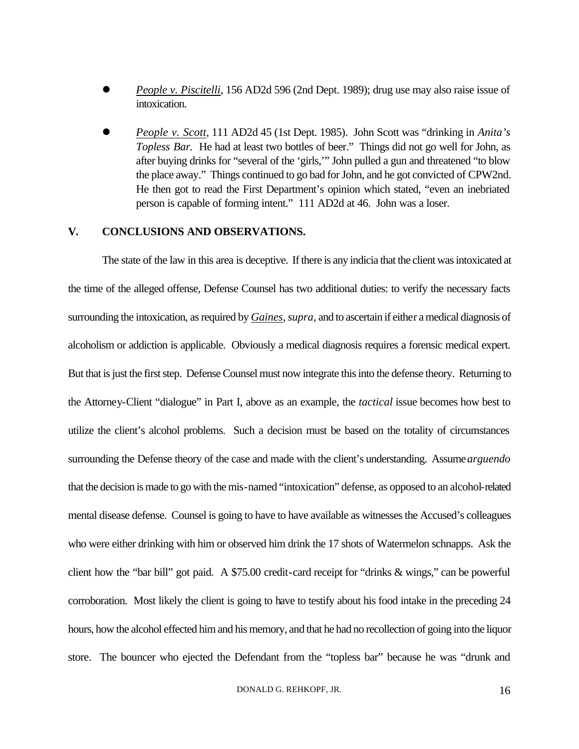- *People v. Piscitelli*, 156 AD2d 596 (2nd Dept. 1989); drug use may also raise issue of intoxication.

- *People v. Scott*, 111 AD2d 45 (1st Dept. 1985). John Scott was "drinking in *Anita's Topless Bar.* He had at least two bottles of beer." Things did not go well for John, as after buying drinks for "several of the 'girls,'" John pulled a gun and threatened "to blow the place away." Things continued to go bad for John, and he got convicted of CPW2nd. He then got to read the First Department's opinion which stated, "even an inebriated person is capable of forming intent." 111 AD2d at 46. John was a loser.

## V. CONCLUSIONS AND OBSERVATIONS.

The state of the law in this area is deceptive. If there is any indicia that the client was intoxicated at the time of the alleged offense, Defense Counsel has two additional duties: to verify the necessary facts surrounding the intoxication, as required by ***Gaines***, *supra,* and to ascertain if either a medical diagnosis of alcoholism or addiction is applicable. Obviously a medical diagnosis requires a forensic medical expert. But that is just the first step. Defense Counsel must now integrate this into the defense theory. Returning to the Attorney-Client "dialogue" in Part I, above as an example, the *tactical* issue becomes how best to utilize the client's alcohol problems. Such a decision must be based on the totality of circumstances surrounding the Defense theory of the case and made with the client's understanding. Assume *arguendo* that the decision is made to go with the mis-named "intoxication" defense, as opposed to an alcohol-related mental disease defense. Counsel is going to have to have available as witnesses the Accused's colleagues who were either drinking with him or observed him drink the 17 shots of Watermelon schnapps. Ask the client how the "bar bill" got paid. A $75.00 credit-card receipt for "drinks & wings," can be powerful corroboration. Most likely the client is going to have to testify about his food intake in the preceding 24 hours, how the alcohol effected him and his memory, and that he had no recollection of going into the liquor store. The bouncer who ejected the Defendant from the "topless bar" because he was "drunk and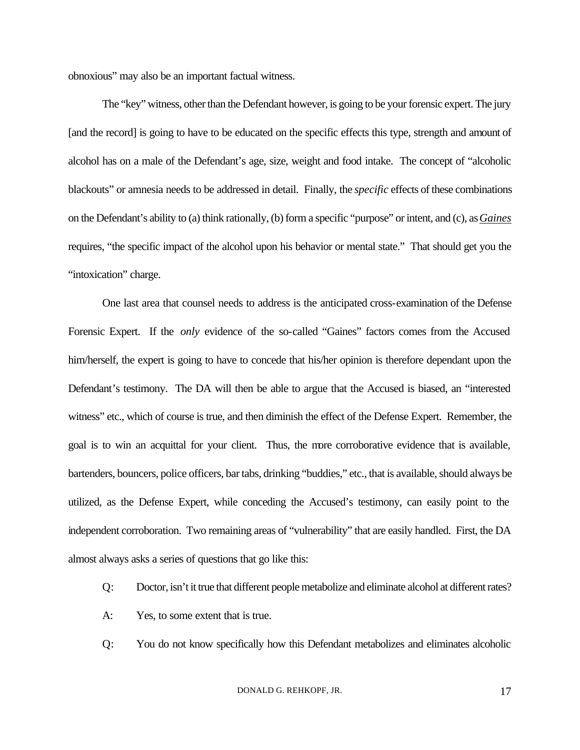obnoxious" may also be an important factual witness.

The "key" witness, other than the Defendant however, is going to be your forensic expert. The jury [and the record] is going to have to be educated on the specific effects this type, strength and amount of alcohol has on a male of the Defendant's age, size, weight and food intake. The concept of "alcoholic blackouts" or amnesia needs to be addressed in detail. Finally, the *specific* effects of these combinations on the Defendant's ability to (a) think rationally, (b) form a specific "purpose" or intent, and (c), as *Gaines* requires, "the specific impact of the alcohol upon his behavior or mental state." That should get you the "intoxication" charge.

One last area that counsel needs to address is the anticipated cross-examination of the Defense Forensic Expert. If the *only* evidence of the so-called "Gaines" factors comes from the Accused him/herself, the expert is going to have to concede that his/her opinion is therefore dependant upon the Defendant's testimony. The DA will then be able to argue that the Accused is biased, an "interested witness" etc., which of course is true, and then diminish the effect of the Defense Expert. Remember, the goal is to win an acquittal for your client. Thus, the more corroborative evidence that is available, bartenders, bouncers, police officers, bar tabs, drinking "buddies," etc., that is available, should always be utilized, as the Defense Expert, while conceding the Accused's testimony, can easily point to the independent corroboration. Two remaining areas of "vulnerability" that are easily handled. First, the DA almost always asks a series of questions that go like this:

Q: Doctor, isn't it true that different people metabolize and eliminate alcohol at different rates?

A: Yes, to some extent that is true.

Q: You do not know specifically how this Defendant metabolizes and eliminates alcoholic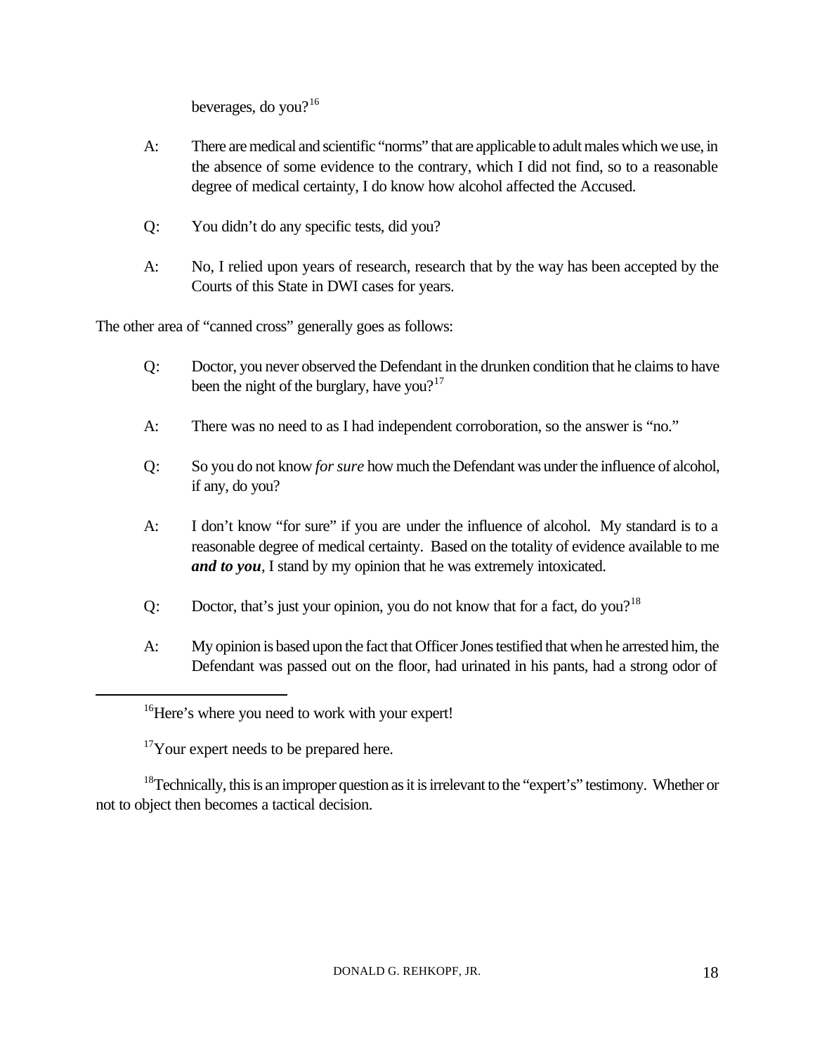beverages, do you?[16]

A: There are medical and scientific "norms" that are applicable to adult males which we use, in the absence of some evidence to the contrary, which I did not find, so to a reasonable degree of medical certainty, I do know how alcohol affected the Accused.

Q: You didn't do any specific tests, did you?

A: No, I relied upon years of research, research that by the way has been accepted by the Courts of this State in DWI cases for years.

The other area of "canned cross" generally goes as follows:

Q: Doctor, you never observed the Defendant in the drunken condition that he claims to have been the night of the burglary, have you?[17]

A: There was no need to as I had independent corroboration, so the answer is "no."

Q: So you do not know *for sure* how much the Defendant was under the influence of alcohol, if any, do you?

A: I don't know "for sure" if you are under the influence of alcohol. My standard is to a reasonable degree of medical certainty. Based on the totality of evidence available to me ***and to you***, I stand by my opinion that he was extremely intoxicated.

Q: Doctor, that's just your opinion, you do not know that for a fact, do you?[18]

A: My opinion is based upon the fact that Officer Jones testified that when he arrested him, the Defendant was passed out on the floor, had urinated in his pants, had a strong odor of

---

[16] Here's where you need to work with your expert!

[17] Your expert needs to be prepared here.

[18] Technically, this is an improper question as it is irrelevant to the "expert's" testimony. Whether or not to object then becomes a tactical decision.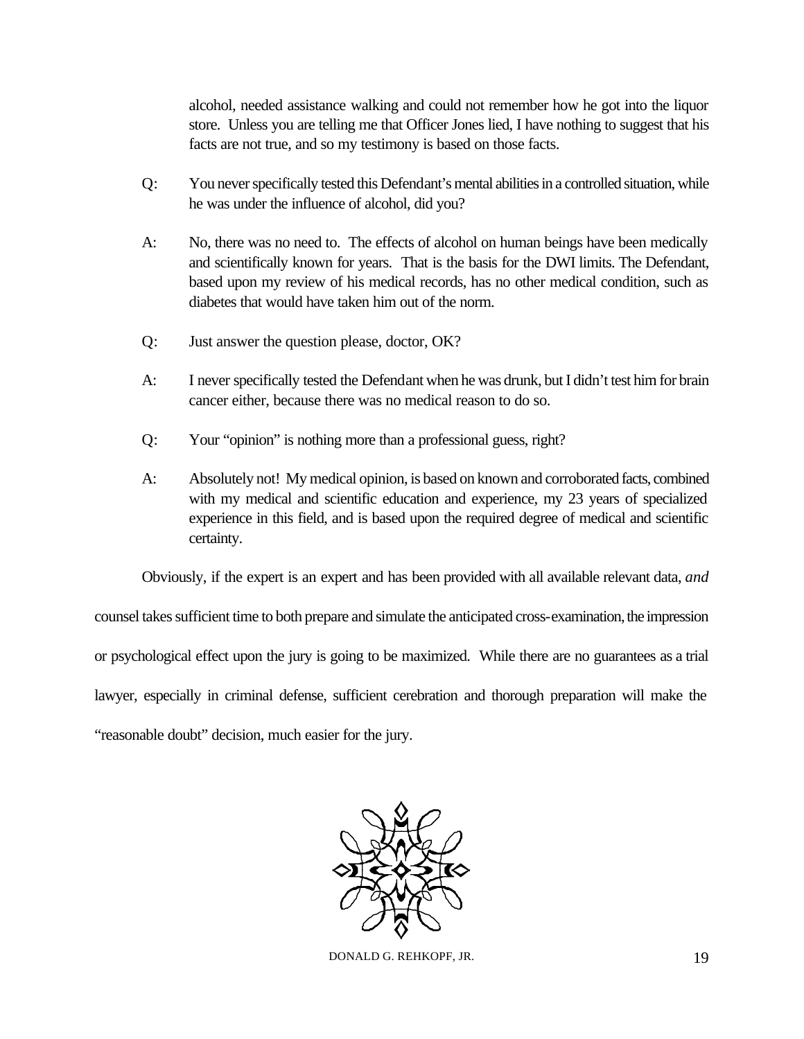alcohol, needed assistance walking and could not remember how he got into the liquor store. Unless you are telling me that Officer Jones lied, I have nothing to suggest that his facts are not true, and so my testimony is based on those facts.

Q: You never specifically tested this Defendant's mental abilities in a controlled situation, while he was under the influence of alcohol, did you?

A: No, there was no need to. The effects of alcohol on human beings have been medically and scientifically known for years. That is the basis for the DWI limits. The Defendant, based upon my review of his medical records, has no other medical condition, such as diabetes that would have taken him out of the norm.

Q: Just answer the question please, doctor, OK?

A: I never specifically tested the Defendant when he was drunk, but I didn't test him for brain cancer either, because there was no medical reason to do so.

Q: Your "opinion" is nothing more than a professional guess, right?

A: Absolutely not! My medical opinion, is based on known and corroborated facts, combined with my medical and scientific education and experience, my 23 years of specialized experience in this field, and is based upon the required degree of medical and scientific certainty.

Obviously, if the expert is an expert and has been provided with all available relevant data, *and* counsel takes sufficient time to both prepare and simulate the anticipated cross-examination, the impression or psychological effect upon the jury is going to be maximized. While there are no guarantees as a trial lawyer, especially in criminal defense, sufficient cerebration and thorough preparation will make the "reasonable doubt" decision, much easier for the jury.